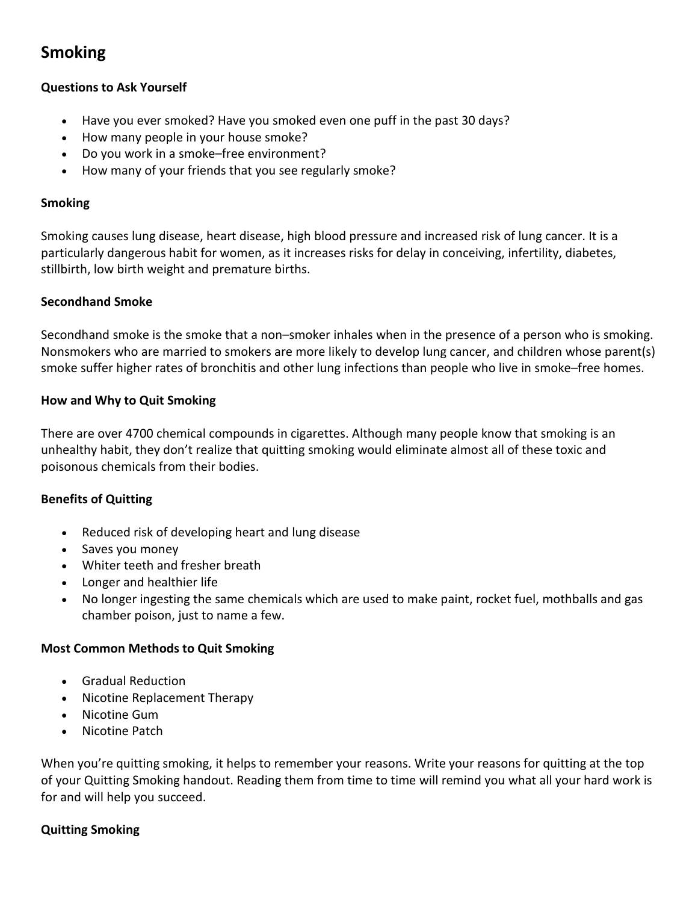# Smoking

**Questions to Ask Yourself**

- Have you ever smoked? Have you smoked even one puff in the past 30 days?
- How many people in your house smoke?
- Do you work in a smoke–free environment?
- How many of your friends that you see regularly smoke?

**Smoking**

Smoking causes lung disease, heart disease, high blood pressure and increased risk of lung cancer. It is a particularly dangerous habit for women, as it increases risks for delay in conceiving, infertility, diabetes, stillbirth, low birth weight and premature births.

**Secondhand Smoke**

Secondhand smoke is the smoke that a non–smoker inhales when in the presence of a person who is smoking. Nonsmokers who are married to smokers are more likely to develop lung cancer, and children whose parent(s) smoke suffer higher rates of bronchitis and other lung infections than people who live in smoke–free homes.

**How and Why to Quit Smoking**

There are over 4700 chemical compounds in cigarettes. Although many people know that smoking is an unhealthy habit, they don't realize that quitting smoking would eliminate almost all of these toxic and poisonous chemicals from their bodies.

**Benefits of Quitting**

- Reduced risk of developing heart and lung disease
- Saves you money
- Whiter teeth and fresher breath
- Longer and healthier life
- No longer ingesting the same chemicals which are used to make paint, rocket fuel, mothballs and gas chamber poison, just to name a few.

**Most Common Methods to Quit Smoking**

- Gradual Reduction
- Nicotine Replacement Therapy
- Nicotine Gum
- Nicotine Patch

When you're quitting smoking, it helps to remember your reasons. Write your reasons for quitting at the top of your Quitting Smoking handout. Reading them from time to time will remind you what all your hard work is for and will help you succeed.

**Quitting Smoking**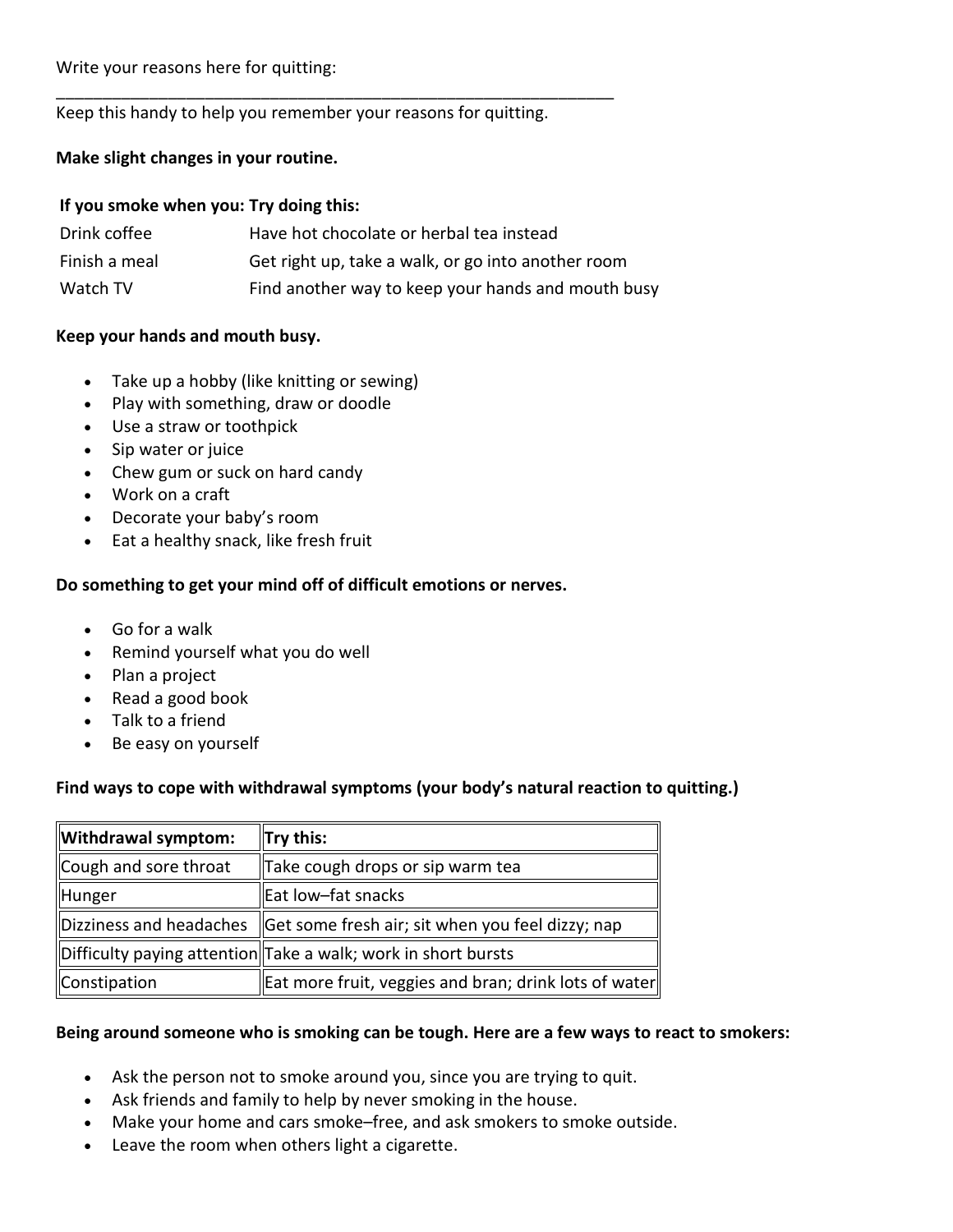Write your reasons here for quitting:

_______________________________________________________________

Keep this handy to help you remember your reasons for quitting.

**Make slight changes in your routine.**

| If you smoke when you: | Try doing this: |
|---|---|
| Drink coffee | Have hot chocolate or herbal tea instead |
| Finish a meal | Get right up, take a walk, or go into another room |
| Watch TV | Find another way to keep your hands and mouth busy |

**Keep your hands and mouth busy.**

- Take up a hobby (like knitting or sewing)
- Play with something, draw or doodle
- Use a straw or toothpick
- Sip water or juice
- Chew gum or suck on hard candy
- Work on a craft
- Decorate your baby's room
- Eat a healthy snack, like fresh fruit

**Do something to get your mind off of difficult emotions or nerves.**

- Go for a walk
- Remind yourself what you do well
- Plan a project
- Read a good book
- Talk to a friend
- Be easy on yourself

**Find ways to cope with withdrawal symptoms (your body's natural reaction to quitting.)**

| Withdrawal symptom: | Try this: |
|---|---|
| Cough and sore throat | Take cough drops or sip warm tea |
| Hunger | Eat low–fat snacks |
| Dizziness and headaches | Get some fresh air; sit when you feel dizzy; nap |
| Difficulty paying attention | Take a walk; work in short bursts |
| Constipation | Eat more fruit, veggies and bran; drink lots of water |

**Being around someone who is smoking can be tough. Here are a few ways to react to smokers:**

- Ask the person not to smoke around you, since you are trying to quit.
- Ask friends and family to help by never smoking in the house.
- Make your home and cars smoke–free, and ask smokers to smoke outside.
- Leave the room when others light a cigarette.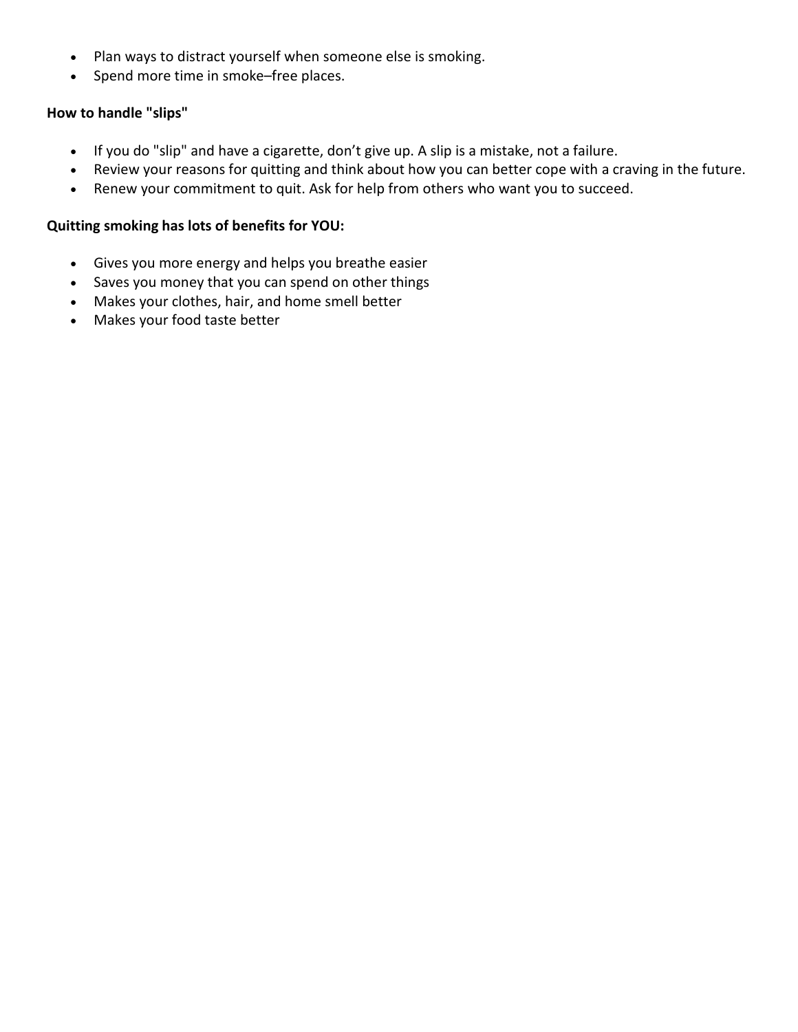- Plan ways to distract yourself when someone else is smoking.
- Spend more time in smoke–free places.

**How to handle "slips"**

- If you do "slip" and have a cigarette, don't give up. A slip is a mistake, not a failure.
- Review your reasons for quitting and think about how you can better cope with a craving in the future.
- Renew your commitment to quit. Ask for help from others who want you to succeed.

**Quitting smoking has lots of benefits for YOU:**

- Gives you more energy and helps you breathe easier
- Saves you money that you can spend on other things
- Makes your clothes, hair, and home smell better
- Makes your food taste better